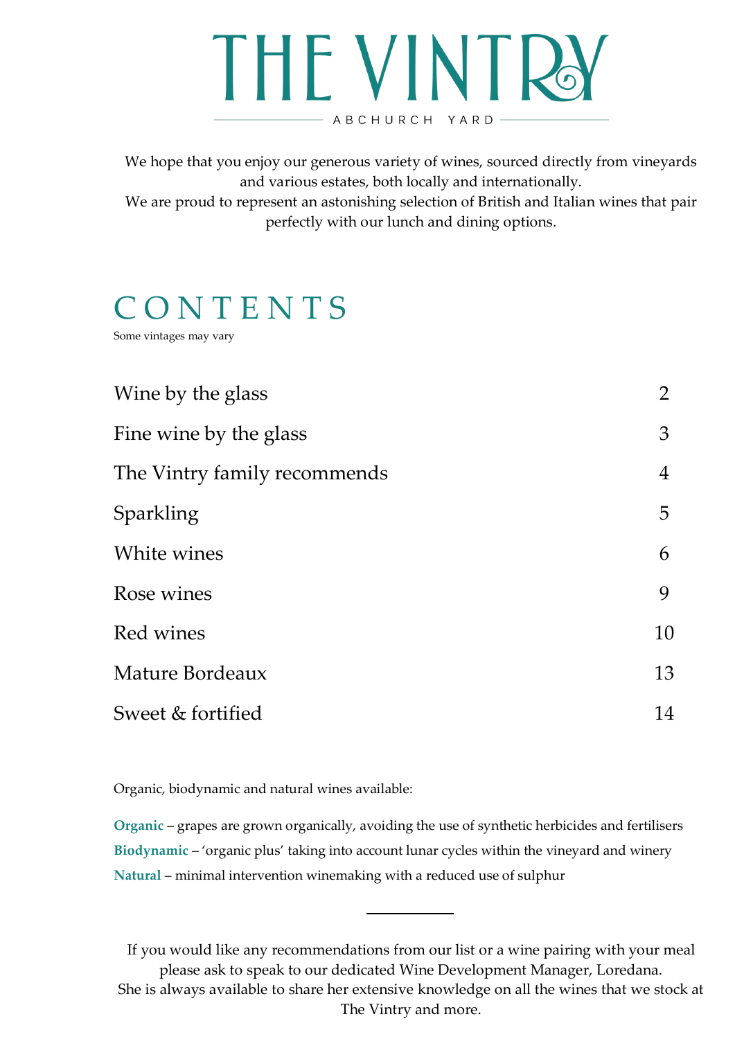# THE VINTRY

ABCHURCH YARD

We hope that you enjoy our generous variety of wines, sourced directly from vineyards and various estates, both locally and internationally.
We are proud to represent an astonishing selection of British and Italian wines that pair perfectly with our lunch and dining options.

## CONTENTS

Some vintages may vary

| | |
|---|---|
| Wine by the glass | 2 |
| Fine wine by the glass | 3 |
| The Vintry family recommends | 4 |
| Sparkling | 5 |
| White wines | 6 |
| Rose wines | 9 |
| Red wines | 10 |
| Mature Bordeaux | 13 |
| Sweet & fortified | 14 |

Organic, biodynamic and natural wines available:

**Organic** – grapes are grown organically, avoiding the use of synthetic herbicides and fertilisers
**Biodynamic** – 'organic plus' taking into account lunar cycles within the vineyard and winery
**Natural** – minimal intervention winemaking with a reduced use of sulphur

---

If you would like any recommendations from our list or a wine pairing with your meal please ask to speak to our dedicated Wine Development Manager, Loredana.
She is always available to share her extensive knowledge on all the wines that we stock at The Vintry and more.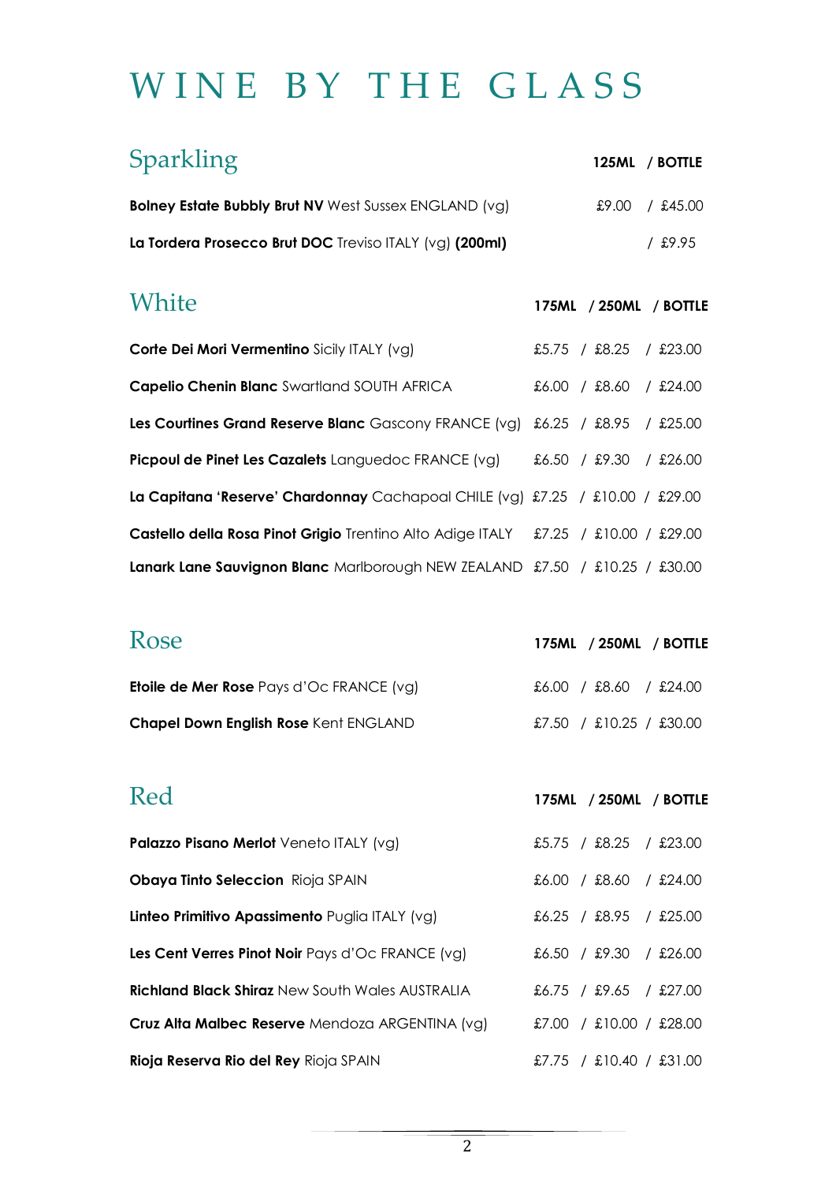# WINE BY THE GLASS

## Sparkling

| Wine | 125ML | / BOTTLE |
|---|---|---|
| **Bolney Estate Bubbly Brut NV** West Sussex ENGLAND (vg) | £9.00 | / £45.00 |
| **La Tordera Prosecco Brut DOC** Treviso ITALY (vg) **(200ml)** | | / £9.95 |

## White

| Wine | 175ML | / 250ML | / BOTTLE |
|---|---|---|---|
| **Corte Dei Mori Vermentino** Sicily ITALY (vg) | £5.75 | / £8.25 | / £23.00 |
| **Capelio Chenin Blanc** Swartland SOUTH AFRICA | £6.00 | / £8.60 | / £24.00 |
| **Les Courtines Grand Reserve Blanc** Gascony FRANCE (vg) | £6.25 | / £8.95 | / £25.00 |
| **Picpoul de Pinet Les Cazalets** Languedoc FRANCE (vg) | £6.50 | / £9.30 | / £26.00 |
| **La Capitana 'Reserve' Chardonnay** Cachapoal CHILE (vg) | £7.25 | / £10.00 | / £29.00 |
| **Castello della Rosa Pinot Grigio** Trentino Alto Adige ITALY | £7.25 | / £10.00 | / £29.00 |
| **Lanark Lane Sauvignon Blanc** Marlborough NEW ZEALAND | £7.50 | / £10.25 | / £30.00 |

## Rose

| Wine | 175ML | / 250ML | / BOTTLE |
|---|---|---|---|
| **Etoile de Mer Rose** Pays d'Oc FRANCE (vg) | £6.00 | / £8.60 | / £24.00 |
| **Chapel Down English Rose** Kent ENGLAND | £7.50 | / £10.25 | / £30.00 |

## Red

| Wine | 175ML | / 250ML | / BOTTLE |
|---|---|---|---|
| **Palazzo Pisano Merlot** Veneto ITALY (vg) | £5.75 | / £8.25 | / £23.00 |
| **Obaya Tinto Seleccion** Rioja SPAIN | £6.00 | / £8.60 | / £24.00 |
| **Linteo Primitivo Apassimento** Puglia ITALY (vg) | £6.25 | / £8.95 | / £25.00 |
| **Les Cent Verres Pinot Noir** Pays d'Oc FRANCE (vg) | £6.50 | / £9.30 | / £26.00 |
| **Richland Black Shiraz** New South Wales AUSTRALIA | £6.75 | / £9.65 | / £27.00 |
| **Cruz Alta Malbec Reserve** Mendoza ARGENTINA (vg) | £7.00 | / £10.00 | / £28.00 |
| **Rioja Reserva Rio del Rey** Rioja SPAIN | £7.75 | / £10.40 | / £31.00 |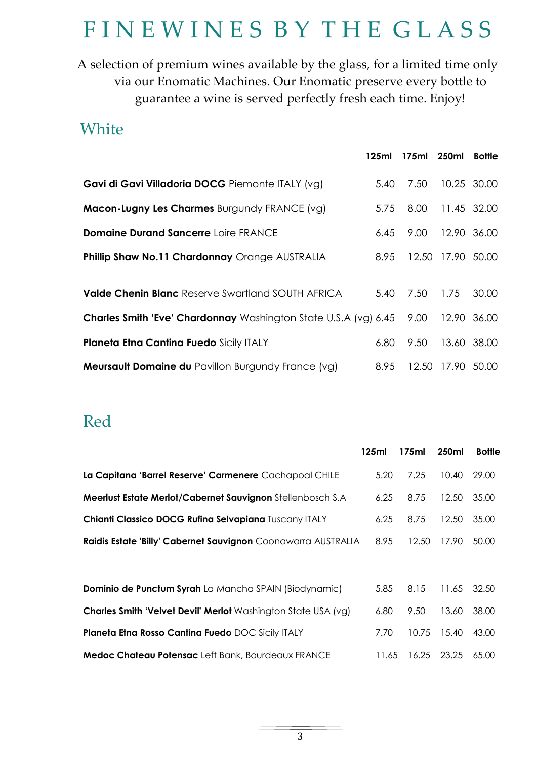# FINEWINES BY THE GLASS

A selection of premium wines available by the glass, for a limited time only via our Enomatic Machines. Our Enomatic preserve every bottle to guarantee a wine is served perfectly fresh each time. Enjoy!

## White

| | 125ml | 175ml | 250ml | Bottle |
|---|---|---|---|---|
| **Gavi di Gavi Villadoria DOCG** Piemonte ITALY (vg) | 5.40 | 7.50 | 10.25 | 30.00 |
| **Macon-Lugny Les Charmes** Burgundy FRANCE (vg) | 5.75 | 8.00 | 11.45 | 32.00 |
| **Domaine Durand Sancerre** Loire FRANCE | 6.45 | 9.00 | 12.90 | 36.00 |
| **Phillip Shaw No.11 Chardonnay** Orange AUSTRALIA | 8.95 | 12.50 | 17.90 | 50.00 |
| **Valde Chenin Blanc** Reserve Swartland SOUTH AFRICA | 5.40 | 7.50 | 1.75 | 30.00 |
| **Charles Smith 'Eve' Chardonnay** Washington State U.S.A (vg) | 6.45 | 9.00 | 12.90 | 36.00 |
| **Planeta Etna Cantina Fuedo** Sicily ITALY | 6.80 | 9.50 | 13.60 | 38.00 |
| **Meursault Domaine du** Pavillon Burgundy France (vg) | 8.95 | 12.50 | 17.90 | 50.00 |

## Red

| | 125ml | 175ml | 250ml | Bottle |
|---|---|---|---|---|
| **La Capitana 'Barrel Reserve' Carmenere** Cachapoal CHILE | 5.20 | 7.25 | 10.40 | 29.00 |
| **Meerlust Estate Merlot/Cabernet Sauvignon** Stellenbosch S.A | 6.25 | 8.75 | 12.50 | 35.00 |
| **Chianti Classico DOCG Rufina Selvapiana** Tuscany ITALY | 6.25 | 8.75 | 12.50 | 35.00 |
| **Raidis Estate 'Billy' Cabernet Sauvignon** Coonawarra AUSTRALIA | 8.95 | 12.50 | 17.90 | 50.00 |
| **Dominio de Punctum Syrah** La Mancha SPAIN (Biodynamic) | 5.85 | 8.15 | 11.65 | 32.50 |
| **Charles Smith 'Velvet Devil' Merlot** Washington State USA (vg) | 6.80 | 9.50 | 13.60 | 38.00 |
| **Planeta Etna Rosso Cantina Fuedo** DOC Sicily ITALY | 7.70 | 10.75 | 15.40 | 43.00 |
| **Medoc Chateau Potensac** Left Bank, Bourdeaux FRANCE | 11.65 | 16.25 | 23.25 | 65.00 |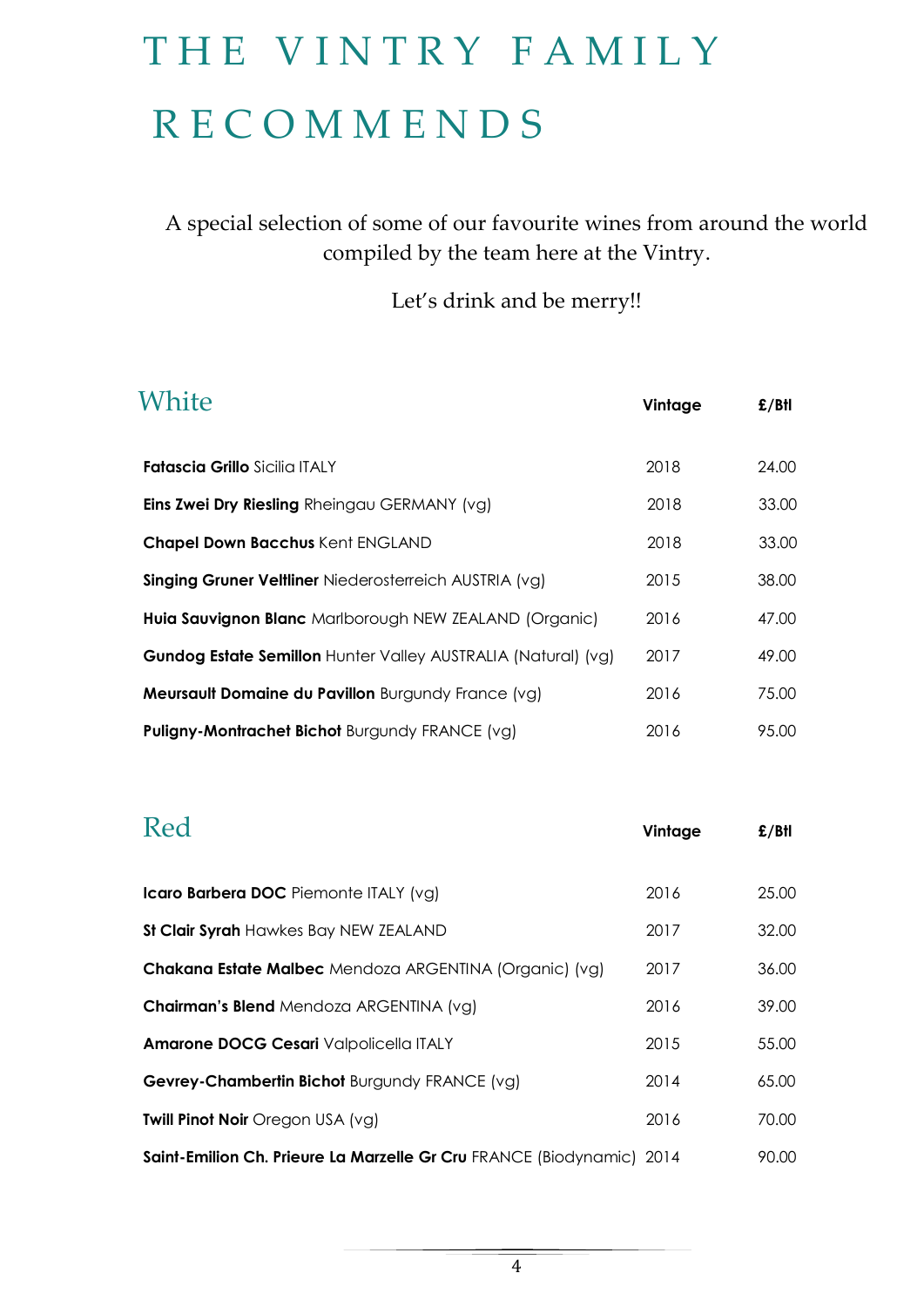# THE VINTRY FAMILY RECOMMENDS

A special selection of some of our favourite wines from around the world compiled by the team here at the Vintry.

Let's drink and be merry!!

## White

| | Vintage | £/Btl |
|---|---|---|
| **Fatascia Grillo** Sicilia ITALY | 2018 | 24.00 |
| **Eins Zwei Dry Riesling** Rheingau GERMANY (vg) | 2018 | 33.00 |
| **Chapel Down Bacchus** Kent ENGLAND | 2018 | 33.00 |
| **Singing Gruner Veltliner** Niederosterreich AUSTRIA (vg) | 2015 | 38.00 |
| **Huia Sauvignon Blanc** Marlborough NEW ZEALAND (Organic) | 2016 | 47.00 |
| **Gundog Estate Semillon** Hunter Valley AUSTRALIA (Natural) (vg) | 2017 | 49.00 |
| **Meursault Domaine du Pavillon** Burgundy France (vg) | 2016 | 75.00 |
| **Puligny-Montrachet Bichot** Burgundy FRANCE (vg) | 2016 | 95.00 |

## Red

| | Vintage | £/Btl |
|---|---|---|
| **Icaro Barbera DOC** Piemonte ITALY (vg) | 2016 | 25.00 |
| **St Clair Syrah** Hawkes Bay NEW ZEALAND | 2017 | 32.00 |
| **Chakana Estate Malbec** Mendoza ARGENTINA (Organic) (vg) | 2017 | 36.00 |
| **Chairman's Blend** Mendoza ARGENTINA (vg) | 2016 | 39.00 |
| **Amarone DOCG Cesari** Valpolicella ITALY | 2015 | 55.00 |
| **Gevrey-Chambertin Bichot** Burgundy FRANCE (vg) | 2014 | 65.00 |
| **Twill Pinot Noir** Oregon USA (vg) | 2016 | 70.00 |
| **Saint-Emilion Ch. Prieure La Marzelle Gr Cru** FRANCE (Biodynamic) | 2014 | 90.00 |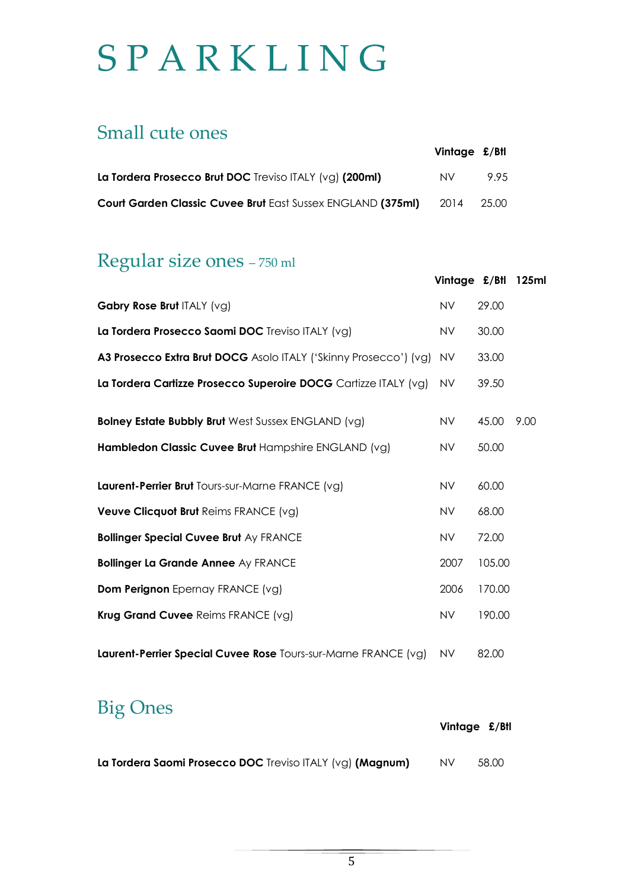# S P A R K L I N G

## Small cute ones

| | Vintage | £/Btl |
|---|---|---|
| **La Tordera Prosecco Brut DOC** Treviso ITALY (vg) **(200ml)** | NV | 9.95 |
| **Court Garden Classic Cuvee Brut** East Sussex ENGLAND **(375ml)** | 2014 | 25.00 |

## Regular size ones – 750 ml

| | Vintage | £/Btl | 125ml |
|---|---|---|---|
| **Gabry Rose Brut** ITALY (vg) | NV | 29.00 | |
| **La Tordera Prosecco Saomi DOC** Treviso ITALY (vg) | NV | 30.00 | |
| **A3 Prosecco Extra Brut DOCG** Asolo ITALY ('Skinny Prosecco') (vg) | NV | 33.00 | |
| **La Tordera Cartizze Prosecco Superoire DOCG** Cartizze ITALY (vg) | NV | 39.50 | |
| **Bolney Estate Bubbly Brut** West Sussex ENGLAND (vg) | NV | 45.00 | 9.00 |
| **Hambledon Classic Cuvee Brut** Hampshire ENGLAND (vg) | NV | 50.00 | |
| **Laurent-Perrier Brut** Tours-sur-Marne FRANCE (vg) | NV | 60.00 | |
| **Veuve Clicquot Brut** Reims FRANCE (vg) | NV | 68.00 | |
| **Bollinger Special Cuvee Brut** Ay FRANCE | NV | 72.00 | |
| **Bollinger La Grande Annee** Ay FRANCE | 2007 | 105.00 | |
| **Dom Perignon** Epernay FRANCE (vg) | 2006 | 170.00 | |
| **Krug Grand Cuvee** Reims FRANCE (vg) | NV | 190.00 | |
| **Laurent-Perrier Special Cuvee Rose** Tours-sur-Marne FRANCE (vg) | NV | 82.00 | |

## Big Ones

| | Vintage | £/Btl |
|---|---|---|
| **La Tordera Saomi Prosecco DOC** Treviso ITALY (vg) **(Magnum)** | NV | 58.00 |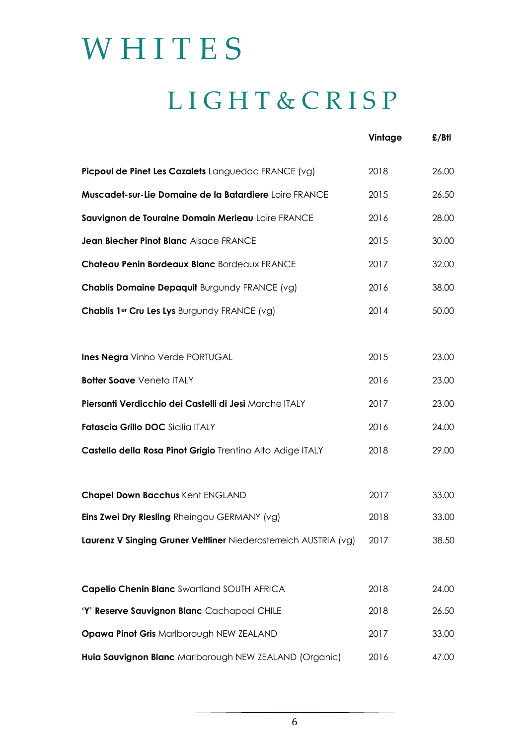# WHITES

## LIGHT & CRISP

| | Vintage | £/Btl |
|---|---|---|
| **Picpoul de Pinet Les Cazalets** Languedoc FRANCE (vg) | 2018 | 26.00 |
| **Muscadet-sur-Lie Domaine de la Batardiere** Loire FRANCE | 2015 | 26.50 |
| **Sauvignon de Touraine Domain Merieau** Loire FRANCE | 2016 | 28.00 |
| **Jean Biecher Pinot Blanc** Alsace FRANCE | 2015 | 30.00 |
| **Chateau Penin Bordeaux Blanc** Bordeaux FRANCE | 2017 | 32.00 |
| **Chablis Domaine Depaquit** Burgundy FRANCE (vg) | 2016 | 38.00 |
| **Chablis 1er Cru Les Lys** Burgundy FRANCE (vg) | 2014 | 50.00 |
| | | |
| **Ines Negra** Vinho Verde PORTUGAL | 2015 | 23.00 |
| **Botter Soave** Veneto ITALY | 2016 | 23.00 |
| **Piersanti Verdicchio dei Castelli di Jesi** Marche ITALY | 2017 | 23.00 |
| **Fatascia Grillo DOC** Sicilia ITALY | 2016 | 24.00 |
| **Castello della Rosa Pinot Grigio** Trentino Alto Adige ITALY | 2018 | 29.00 |
| | | |
| **Chapel Down Bacchus** Kent ENGLAND | 2017 | 33.00 |
| **Eins Zwei Dry Riesling** Rheingau GERMANY (vg) | 2018 | 33.00 |
| **Laurenz V Singing Gruner Veltliner** Niederosterreich AUSTRIA (vg) | 2017 | 38.50 |
| | | |
| **Capelio Chenin Blanc** Swartland SOUTH AFRICA | 2018 | 24.00 |
| **'Y' Reserve Sauvignon Blanc** Cachapoal CHILE | 2018 | 26.50 |
| **Opawa Pinot Gris** Marlborough NEW ZEALAND | 2017 | 33.00 |
| **Huia Sauvignon Blanc** Marlborough NEW ZEALAND (Organic) | 2016 | 47.00 |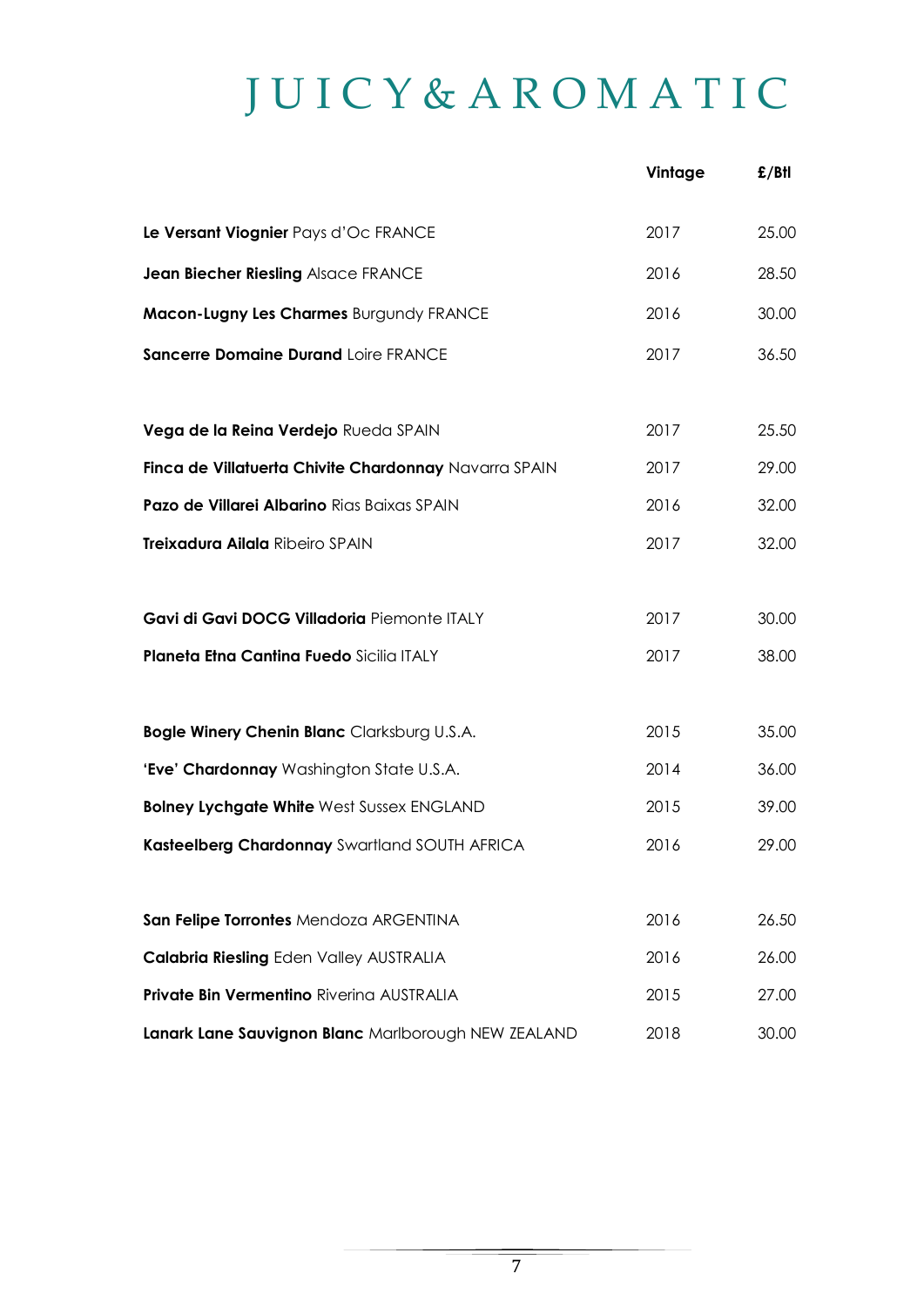# JUICY & AROMATIC

| | Vintage | £/Btl |
|---|---|---|
| **Le Versant Viognier** Pays d'Oc FRANCE | 2017 | 25.00 |
| **Jean Biecher Riesling** Alsace FRANCE | 2016 | 28.50 |
| **Macon-Lugny Les Charmes** Burgundy FRANCE | 2016 | 30.00 |
| **Sancerre Domaine Durand** Loire FRANCE | 2017 | 36.50 |
| | | |
| **Vega de la Reina Verdejo** Rueda SPAIN | 2017 | 25.50 |
| **Finca de Villatuerta Chivite Chardonnay** Navarra SPAIN | 2017 | 29.00 |
| **Pazo de Villarei Albarino** Rias Baixas SPAIN | 2016 | 32.00 |
| **Treixadura Ailala** Ribeiro SPAIN | 2017 | 32.00 |
| | | |
| **Gavi di Gavi DOCG Villadoria** Piemonte ITALY | 2017 | 30.00 |
| **Planeta Etna Cantina Fuedo** Sicilia ITALY | 2017 | 38.00 |
| | | |
| **Bogle Winery Chenin Blanc** Clarksburg U.S.A. | 2015 | 35.00 |
| **'Eve' Chardonnay** Washington State U.S.A. | 2014 | 36.00 |
| **Bolney Lychgate White** West Sussex ENGLAND | 2015 | 39.00 |
| **Kasteelberg Chardonnay** Swartland SOUTH AFRICA | 2016 | 29.00 |
| | | |
| **San Felipe Torrontes** Mendoza ARGENTINA | 2016 | 26.50 |
| **Calabria Riesling** Eden Valley AUSTRALIA | 2016 | 26.00 |
| **Private Bin Vermentino** Riverina AUSTRALIA | 2015 | 27.00 |
| **Lanark Lane Sauvignon Blanc** Marlborough NEW ZEALAND | 2018 | 30.00 |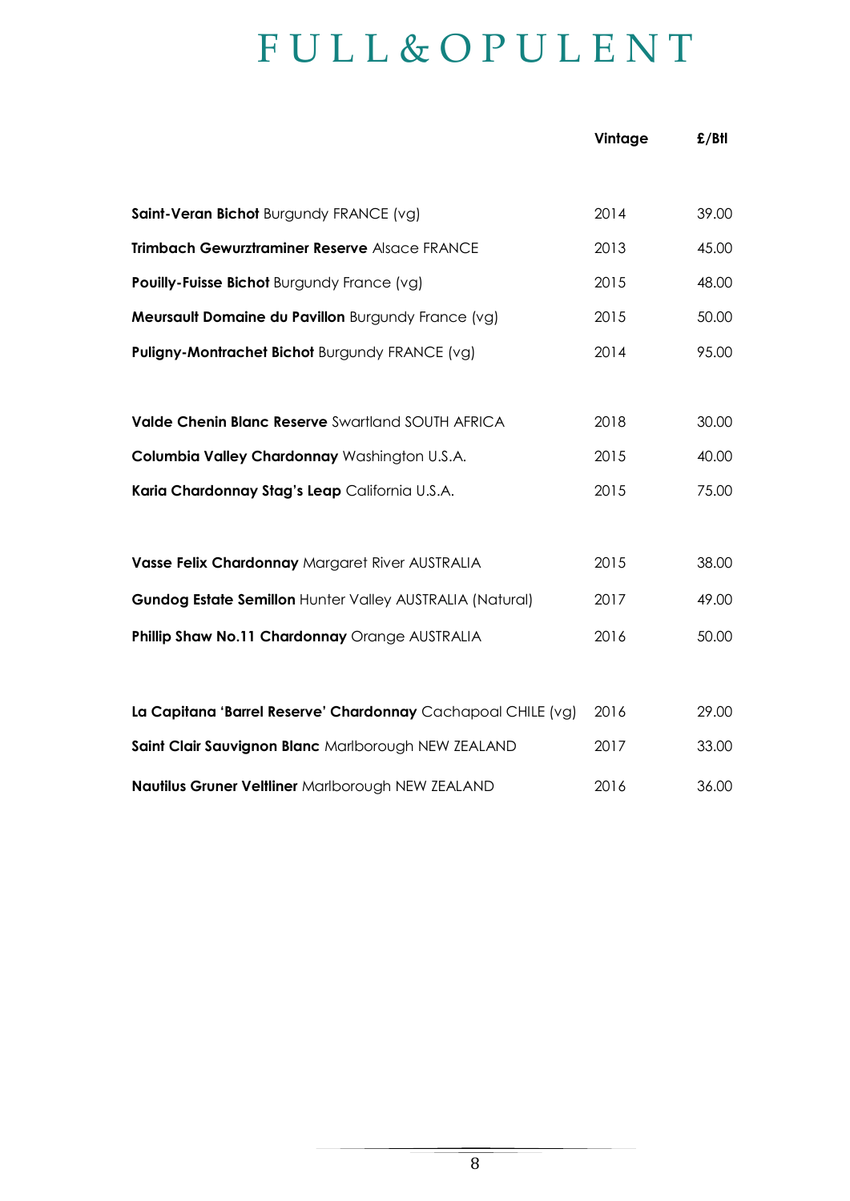# FULL&OPULENT

| | Vintage | £/Btl |
|---|---|---|
| **Saint-Veran Bichot** Burgundy FRANCE (vg) | 2014 | 39.00 |
| **Trimbach Gewurztraminer Reserve** Alsace FRANCE | 2013 | 45.00 |
| **Pouilly-Fuisse Bichot** Burgundy France (vg) | 2015 | 48.00 |
| **Meursault Domaine du Pavillon** Burgundy France (vg) | 2015 | 50.00 |
| **Puligny-Montrachet Bichot** Burgundy FRANCE (vg) | 2014 | 95.00 |
| | | |
| **Valde Chenin Blanc Reserve** Swartland SOUTH AFRICA | 2018 | 30.00 |
| **Columbia Valley Chardonnay** Washington U.S.A. | 2015 | 40.00 |
| **Karia Chardonnay Stag's Leap** California U.S.A. | 2015 | 75.00 |
| | | |
| **Vasse Felix Chardonnay** Margaret River AUSTRALIA | 2015 | 38.00 |
| **Gundog Estate Semillon** Hunter Valley AUSTRALIA (Natural) | 2017 | 49.00 |
| **Phillip Shaw No.11 Chardonnay** Orange AUSTRALIA | 2016 | 50.00 |
| | | |
| **La Capitana 'Barrel Reserve' Chardonnay** Cachapoal CHILE (vg) | 2016 | 29.00 |
| **Saint Clair Sauvignon Blanc** Marlborough NEW ZEALAND | 2017 | 33.00 |
| **Nautilus Gruner Veltliner** Marlborough NEW ZEALAND | 2016 | 36.00 |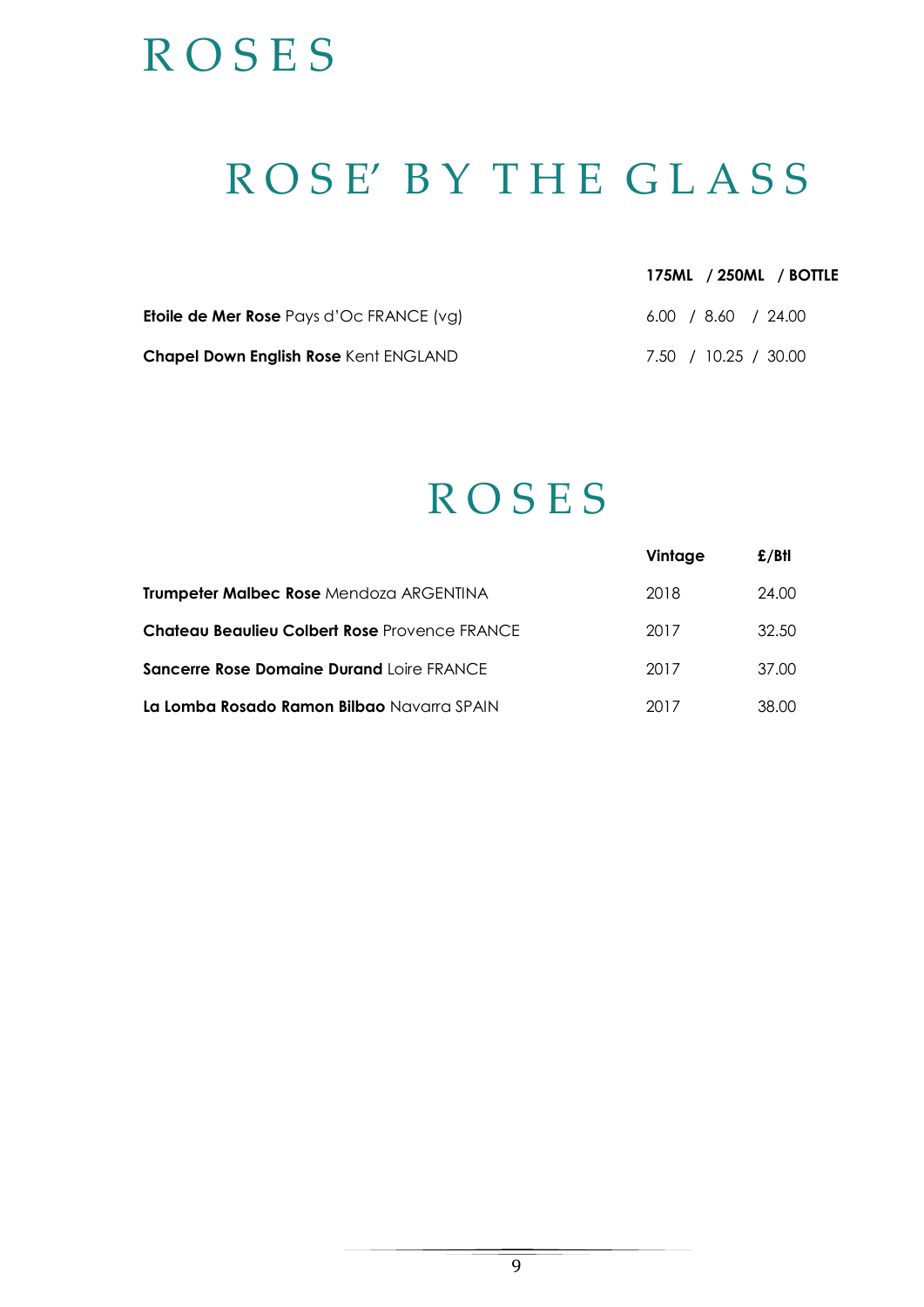# ROSES

## ROSE' BY THE GLASS

| | 175ML / 250ML / BOTTLE |
|---|---|
| **Etoile de Mer Rose** Pays d'Oc FRANCE (vg) | 6.00 / 8.60 / 24.00 |
| **Chapel Down English Rose** Kent ENGLAND | 7.50 / 10.25 / 30.00 |

## ROSES

| | Vintage | £/Btl |
|---|---|---|
| **Trumpeter Malbec Rose** Mendoza ARGENTINA | 2018 | 24.00 |
| **Chateau Beaulieu Colbert Rose** Provence FRANCE | 2017 | 32.50 |
| **Sancerre Rose Domaine Durand** Loire FRANCE | 2017 | 37.00 |
| **La Lomba Rosado Ramon Bilbao** Navarra SPAIN | 2017 | 38.00 |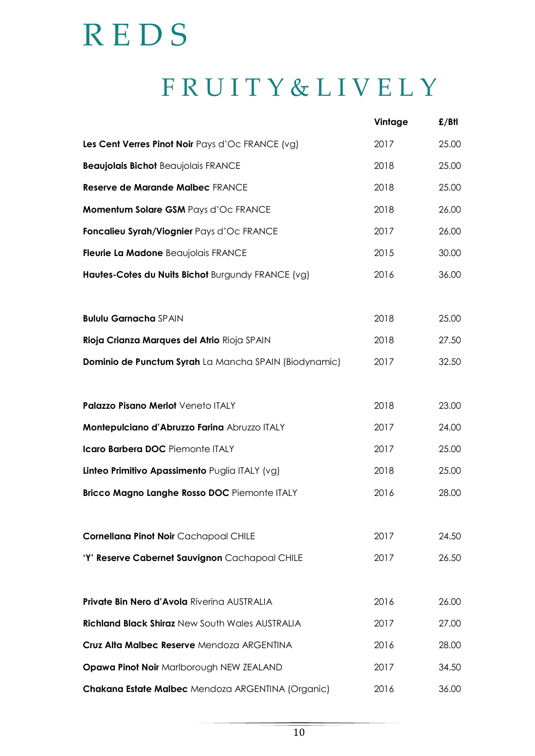# REDS

## FRUITY&LIVELY

| | Vintage | £/Btl |
|---|---|---|
| **Les Cent Verres Pinot Noir** Pays d'Oc FRANCE (vg) | 2017 | 25.00 |
| **Beaujolais Bichot** Beaujolais FRANCE | 2018 | 25.00 |
| **Reserve de Marande Malbec** FRANCE | 2018 | 25.00 |
| **Momentum Solare GSM** Pays d'Oc FRANCE | 2018 | 26.00 |
| **Foncalieu Syrah/Viognier** Pays d'Oc FRANCE | 2017 | 26.00 |
| **Fleurie La Madone** Beaujolais FRANCE | 2015 | 30.00 |
| **Hautes-Cotes du Nuits Bichot** Burgundy FRANCE (vg) | 2016 | 36.00 |
| | | |
| **Bululu Garnacha** SPAIN | 2018 | 25.00 |
| **Rioja Crianza Marques del Atrio** Rioja SPAIN | 2018 | 27.50 |
| **Dominio de Punctum Syrah** La Mancha SPAIN (Biodynamic) | 2017 | 32.50 |
| | | |
| **Palazzo Pisano Merlot** Veneto ITALY | 2018 | 23.00 |
| **Montepulciano d'Abruzzo Farina** Abruzzo ITALY | 2017 | 24.00 |
| **Icaro Barbera DOC** Piemonte ITALY | 2017 | 25.00 |
| **Linteo Primitivo Apassimento** Puglia ITALY (vg) | 2018 | 25.00 |
| **Bricco Magno Langhe Rosso DOC** Piemonte ITALY | 2016 | 28.00 |
| | | |
| **Cornellana Pinot Noir** Cachapoal CHILE | 2017 | 24.50 |
| **'Y' Reserve Cabernet Sauvignon** Cachapoal CHILE | 2017 | 26.50 |
| | | |
| **Private Bin Nero d'Avola** Riverina AUSTRALIA | 2016 | 26.00 |
| **Richland Black Shiraz** New South Wales AUSTRALIA | 2017 | 27.00 |
| **Cruz Alta Malbec Reserve** Mendoza ARGENTINA | 2016 | 28.00 |
| **Opawa Pinot Noir** Marlborough NEW ZEALAND | 2017 | 34.50 |
| **Chakana Estate Malbec** Mendoza ARGENTINA (Organic) | 2016 | 36.00 |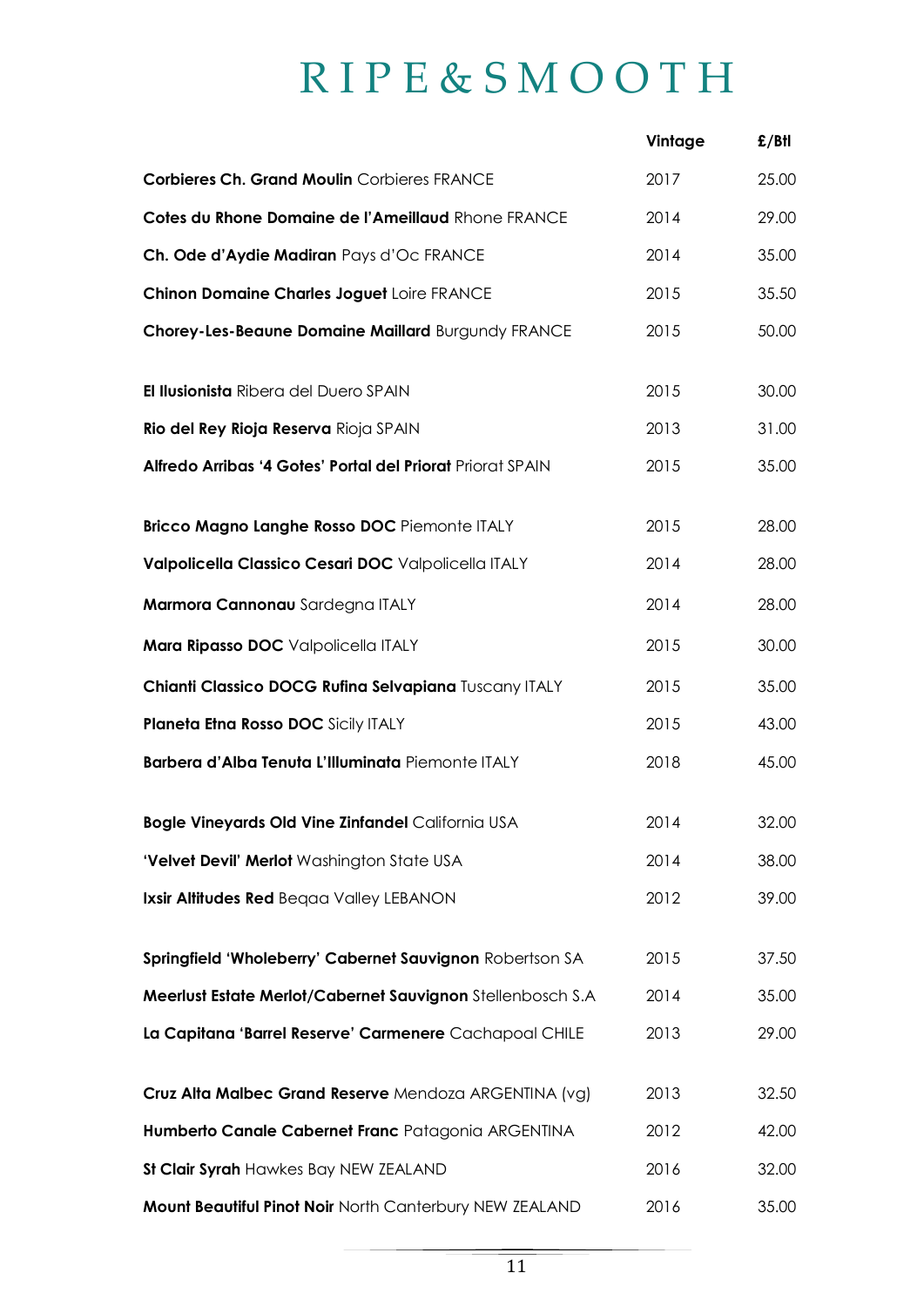# RIPE&SMOOTH

| | Vintage | £/Btl |
|---|---|---|
| **Corbieres Ch. Grand Moulin** Corbieres FRANCE | 2017 | 25.00 |
| **Cotes du Rhone Domaine de l'Ameillaud** Rhone FRANCE | 2014 | 29.00 |
| **Ch. Ode d'Aydie Madiran** Pays d'Oc FRANCE | 2014 | 35.00 |
| **Chinon Domaine Charles Joguet** Loire FRANCE | 2015 | 35.50 |
| **Chorey-Les-Beaune Domaine Maillard** Burgundy FRANCE | 2015 | 50.00 |
| | | |
| **El Ilusionista** Ribera del Duero SPAIN | 2015 | 30.00 |
| **Rio del Rey Rioja Reserva** Rioja SPAIN | 2013 | 31.00 |
| **Alfredo Arribas '4 Gotes' Portal del Priorat** Priorat SPAIN | 2015 | 35.00 |
| | | |
| **Bricco Magno Langhe Rosso DOC** Piemonte ITALY | 2015 | 28.00 |
| **Valpolicella Classico Cesari DOC** Valpolicella ITALY | 2014 | 28.00 |
| **Marmora Cannonau** Sardegna ITALY | 2014 | 28.00 |
| **Mara Ripasso DOC** Valpolicella ITALY | 2015 | 30.00 |
| **Chianti Classico DOCG Rufina Selvapiana** Tuscany ITALY | 2015 | 35.00 |
| **Planeta Etna Rosso DOC** Sicily ITALY | 2015 | 43.00 |
| **Barbera d'Alba Tenuta L'Illuminata** Piemonte ITALY | 2018 | 45.00 |
| | | |
| **Bogle Vineyards Old Vine Zinfandel** California USA | 2014 | 32.00 |
| **'Velvet Devil' Merlot** Washington State USA | 2014 | 38.00 |
| **Ixsir Altitudes Red** Beqaa Valley LEBANON | 2012 | 39.00 |
| | | |
| **Springfield 'Wholeberry' Cabernet Sauvignon** Robertson SA | 2015 | 37.50 |
| **Meerlust Estate Merlot/Cabernet Sauvignon** Stellenbosch S.A | 2014 | 35.00 |
| **La Capitana 'Barrel Reserve' Carmenere** Cachapoal CHILE | 2013 | 29.00 |
| | | |
| **Cruz Alta Malbec Grand Reserve** Mendoza ARGENTINA (vg) | 2013 | 32.50 |
| **Humberto Canale Cabernet Franc** Patagonia ARGENTINA | 2012 | 42.00 |
| **St Clair Syrah** Hawkes Bay NEW ZEALAND | 2016 | 32.00 |
| **Mount Beautiful Pinot Noir** North Canterbury NEW ZEALAND | 2016 | 35.00 |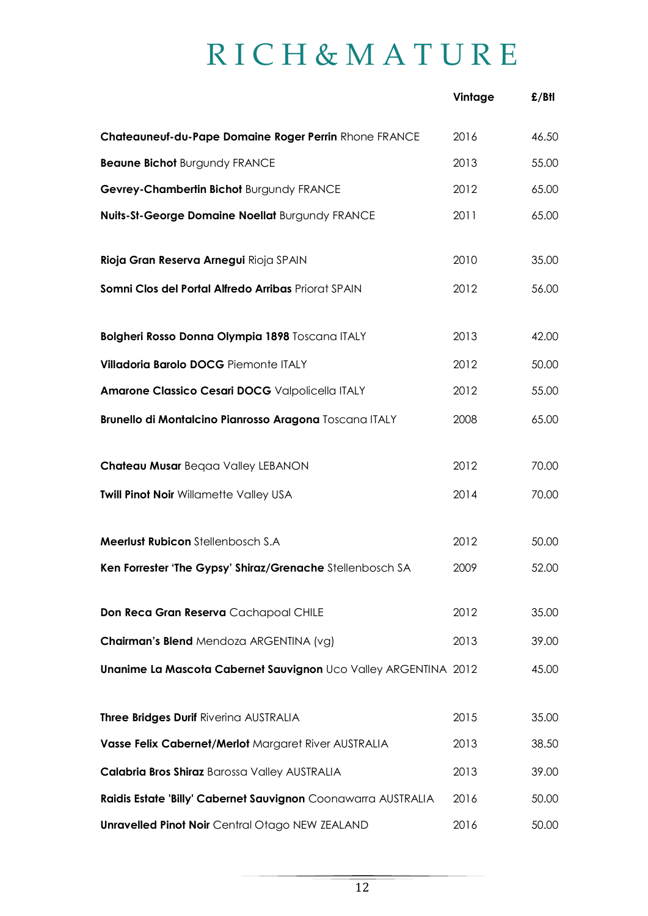# RICH&MATURE

| | Vintage | £/Btl |
|---|---|---|
| **Chateauneuf-du-Pape Domaine Roger Perrin** Rhone FRANCE | 2016 | 46.50 |
| **Beaune Bichot** Burgundy FRANCE | 2013 | 55.00 |
| **Gevrey-Chambertin Bichot** Burgundy FRANCE | 2012 | 65.00 |
| **Nuits-St-George Domaine Noellat** Burgundy FRANCE | 2011 | 65.00 |
| | | |
| **Rioja Gran Reserva Arnegui** Rioja SPAIN | 2010 | 35.00 |
| **Somni Clos del Portal Alfredo Arribas** Priorat SPAIN | 2012 | 56.00 |
| | | |
| **Bolgheri Rosso Donna Olympia 1898** Toscana ITALY | 2013 | 42.00 |
| **Villadoria Barolo DOCG** Piemonte ITALY | 2012 | 50.00 |
| **Amarone Classico Cesari DOCG** Valpolicella ITALY | 2012 | 55.00 |
| **Brunello di Montalcino Pianrosso Aragona** Toscana ITALY | 2008 | 65.00 |
| | | |
| **Chateau Musar** Beqaa Valley LEBANON | 2012 | 70.00 |
| **Twill Pinot Noir** Willamette Valley USA | 2014 | 70.00 |
| | | |
| **Meerlust Rubicon** Stellenbosch S.A | 2012 | 50.00 |
| **Ken Forrester 'The Gypsy' Shiraz/Grenache** Stellenbosch SA | 2009 | 52.00 |
| | | |
| **Don Reca Gran Reserva** Cachapoal CHILE | 2012 | 35.00 |
| **Chairman's Blend** Mendoza ARGENTINA (vg) | 2013 | 39.00 |
| **Unanime La Mascota Cabernet Sauvignon** Uco Valley ARGENTINA | 2012 | 45.00 |
| | | |
| **Three Bridges Durif** Riverina AUSTRALIA | 2015 | 35.00 |
| **Vasse Felix Cabernet/Merlot** Margaret River AUSTRALIA | 2013 | 38.50 |
| **Calabria Bros Shiraz** Barossa Valley AUSTRALIA | 2013 | 39.00 |
| **Raidis Estate 'Billy' Cabernet Sauvignon** Coonawarra AUSTRALIA | 2016 | 50.00 |
| **Unravelled Pinot Noir** Central Otago NEW ZEALAND | 2016 | 50.00 |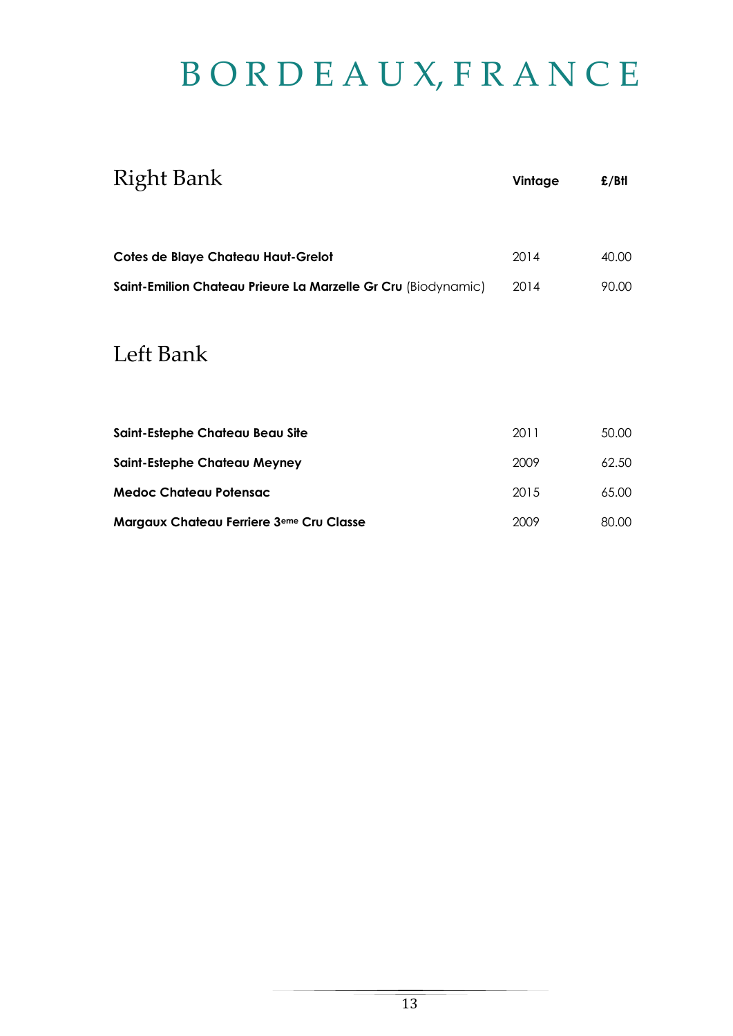# BORDEAUX, FRANCE

## Right Bank

| | Vintage | £/Btl |
|---|---|---|
| **Cotes de Blaye Chateau Haut-Grelot** | 2014 | 40.00 |
| **Saint-Emilion Chateau Prieure La Marzelle Gr Cru** (Biodynamic) | 2014 | 90.00 |

## Left Bank

| | Vintage | £/Btl |
|---|---|---|
| **Saint-Estephe Chateau Beau Site** | 2011 | 50.00 |
| **Saint-Estephe Chateau Meyney** | 2009 | 62.50 |
| **Medoc Chateau Potensac** | 2015 | 65.00 |
| **Margaux Chateau Ferriere 3eme Cru Classe** | 2009 | 80.00 |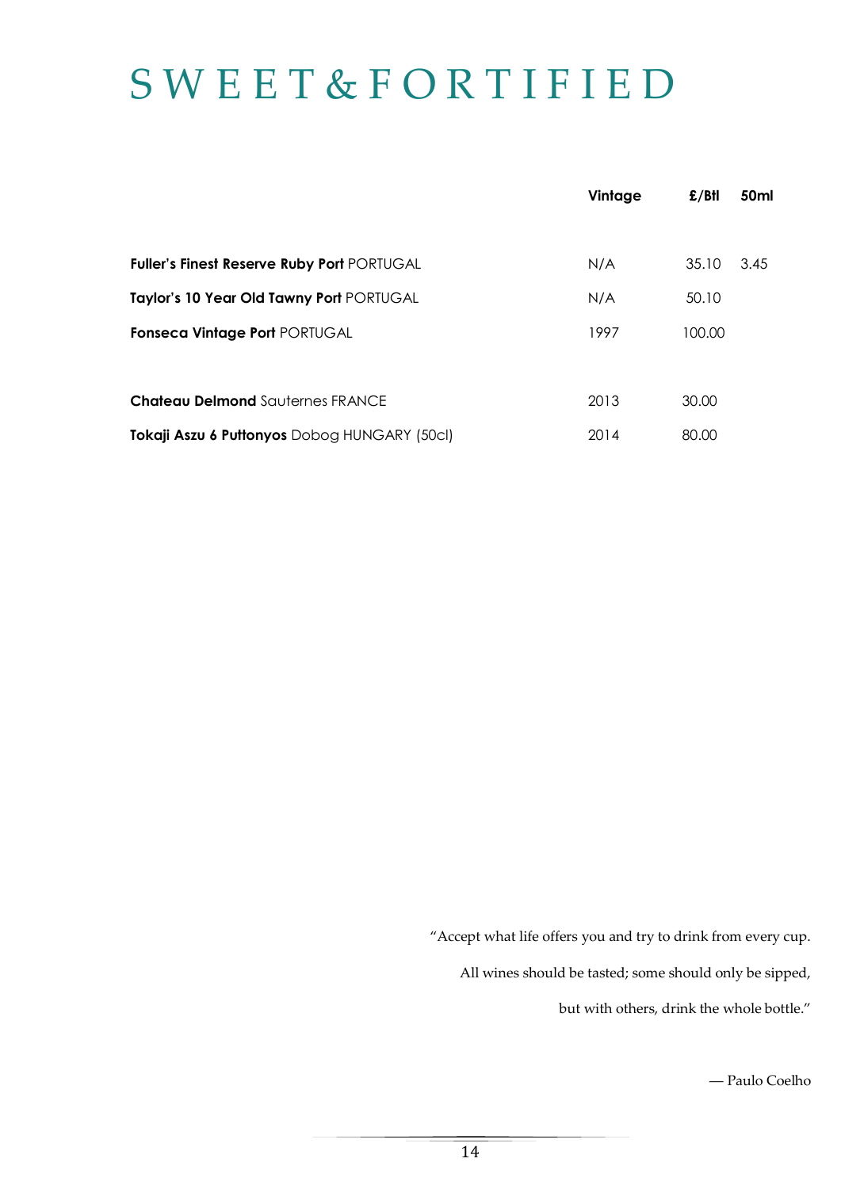# SWEET & FORTIFIED

| | Vintage | £/Btl | 50ml |
|---|---|---|---|
| **Fuller's Finest Reserve Ruby Port** PORTUGAL | N/A | 35.10 | 3.45 |
| **Taylor's 10 Year Old Tawny Port** PORTUGAL | N/A | 50.10 | |
| **Fonseca Vintage Port** PORTUGAL | 1997 | 100.00 | |
| | | | |
| **Chateau Delmond** Sauternes FRANCE | 2013 | 30.00 | |
| **Tokaji Aszu 6 Puttonyos** Dobog HUNGARY (50cl) | 2014 | 80.00 | |

"Accept what life offers you and try to drink from every cup.

All wines should be tasted; some should only be sipped,

but with others, drink the whole bottle."

— Paulo Coelho